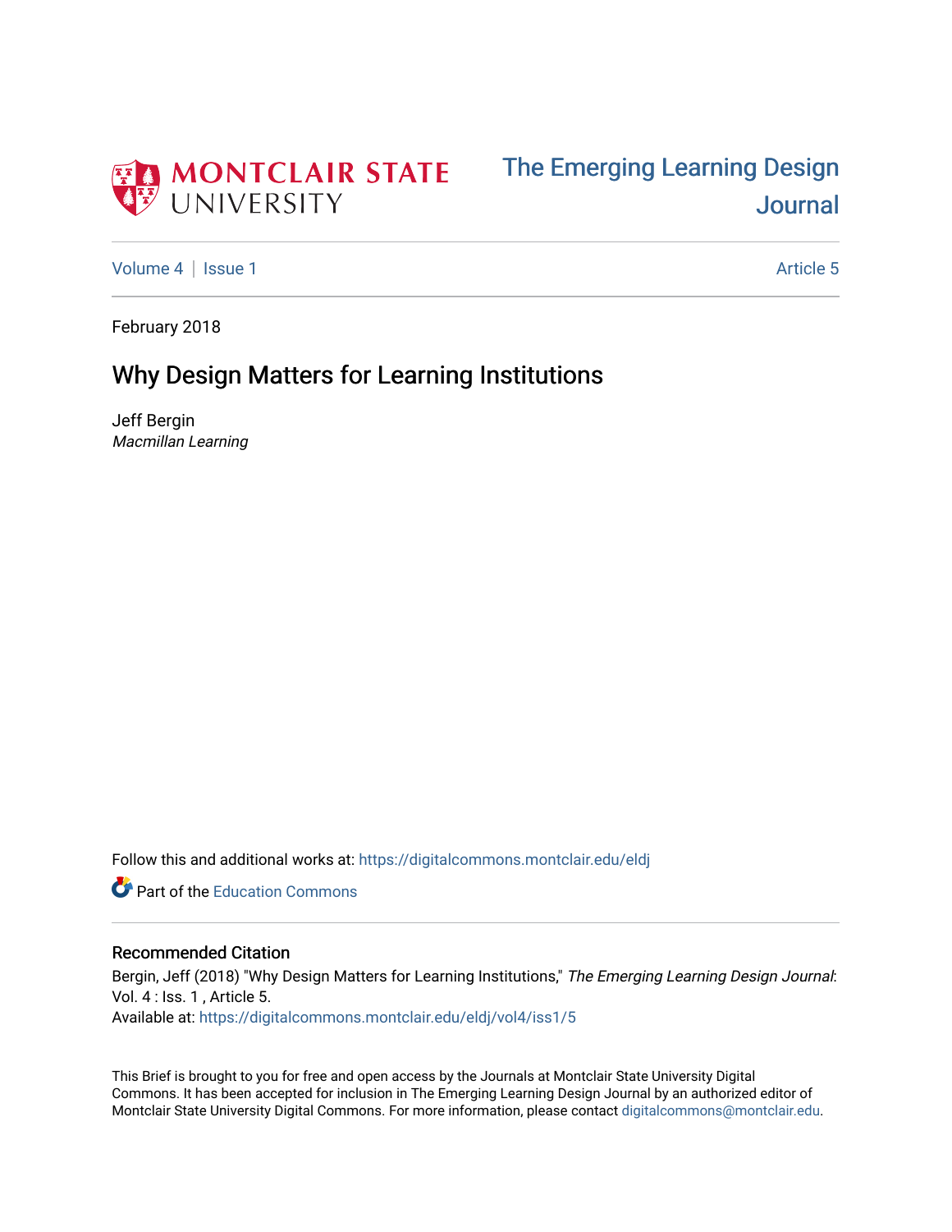Montclair State University

# The Emerging Learning Design Journal

Volume 4 | Issue 1 | Article 5

February 2018

## Why Design Matters for Learning Institutions

Jeff Bergin
*Macmillan Learning*

Follow this and additional works at: https://digitalcommons.montclair.edu/eldj

Part of the Education Commons

### Recommended Citation

Bergin, Jeff (2018) "Why Design Matters for Learning Institutions," *The Emerging Learning Design Journal*: Vol. 4 : Iss. 1 , Article 5.
Available at: https://digitalcommons.montclair.edu/eldj/vol4/iss1/5

This Brief is brought to you for free and open access by the Journals at Montclair State University Digital Commons. It has been accepted for inclusion in The Emerging Learning Design Journal by an authorized editor of Montclair State University Digital Commons. For more information, please contact digitalcommons@montclair.edu.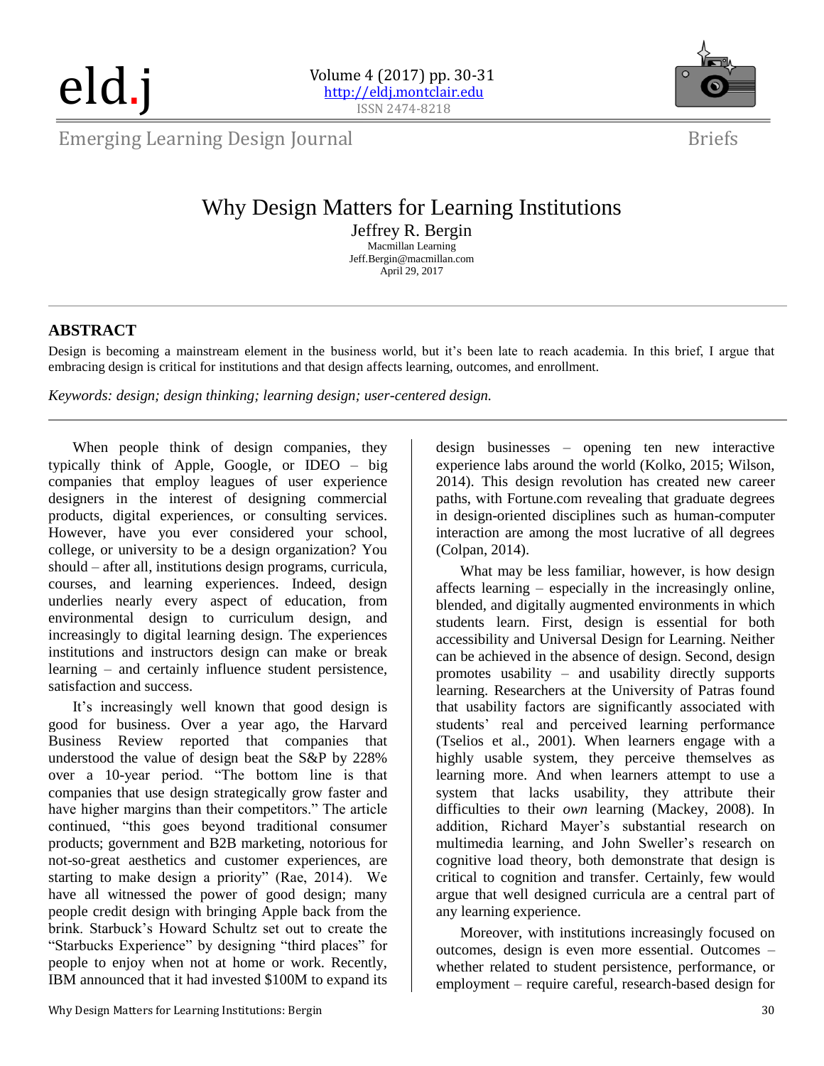# Why Design Matters for Learning Institutions

Jeffrey R. Bergin

Macmillan Learning

Jeff.Bergin@macmillan.com

April 29, 2017

## ABSTRACT

Design is becoming a mainstream element in the business world, but it's been late to reach academia. In this brief, I argue that embracing design is critical for institutions and that design affects learning, outcomes, and enrollment.

*Keywords: design; design thinking; learning design; user-centered design.*

When people think of design companies, they typically think of Apple, Google, or IDEO – big companies that employ leagues of user experience designers in the interest of designing commercial products, digital experiences, or consulting services. However, have you ever considered your school, college, or university to be a design organization? You should – after all, institutions design programs, curricula, courses, and learning experiences. Indeed, design underlies nearly every aspect of education, from environmental design to curriculum design, and increasingly to digital learning design. The experiences institutions and instructors design can make or break learning – and certainly influence student persistence, satisfaction and success.

It's increasingly well known that good design is good for business. Over a year ago, the Harvard Business Review reported that companies that understood the value of design beat the S&P by 228% over a 10-year period. "The bottom line is that companies that use design strategically grow faster and have higher margins than their competitors." The article continued, "this goes beyond traditional consumer products; government and B2B marketing, notorious for not-so-great aesthetics and customer experiences, are starting to make design a priority" (Rae, 2014). We have all witnessed the power of good design; many people credit design with bringing Apple back from the brink. Starbuck's Howard Schultz set out to create the "Starbucks Experience" by designing "third places" for people to enjoy when not at home or work. Recently, IBM announced that it had invested $100M to expand its design businesses – opening ten new interactive experience labs around the world (Kolko, 2015; Wilson, 2014). This design revolution has created new career paths, with Fortune.com revealing that graduate degrees in design-oriented disciplines such as human-computer interaction are among the most lucrative of all degrees (Colpan, 2014).

What may be less familiar, however, is how design affects learning – especially in the increasingly online, blended, and digitally augmented environments in which students learn. First, design is essential for both accessibility and Universal Design for Learning. Neither can be achieved in the absence of design. Second, design promotes usability – and usability directly supports learning. Researchers at the University of Patras found that usability factors are significantly associated with students' real and perceived learning performance (Tselios et al., 2001). When learners engage with a highly usable system, they perceive themselves as learning more. And when learners attempt to use a system that lacks usability, they attribute their difficulties to their *own* learning (Mackey, 2008). In addition, Richard Mayer's substantial research on multimedia learning, and John Sweller's research on cognitive load theory, both demonstrate that design is critical to cognition and transfer. Certainly, few would argue that well designed curricula are a central part of any learning experience.

Moreover, with institutions increasingly focused on outcomes, design is even more essential. Outcomes – whether related to student persistence, performance, or employment – require careful, research-based design for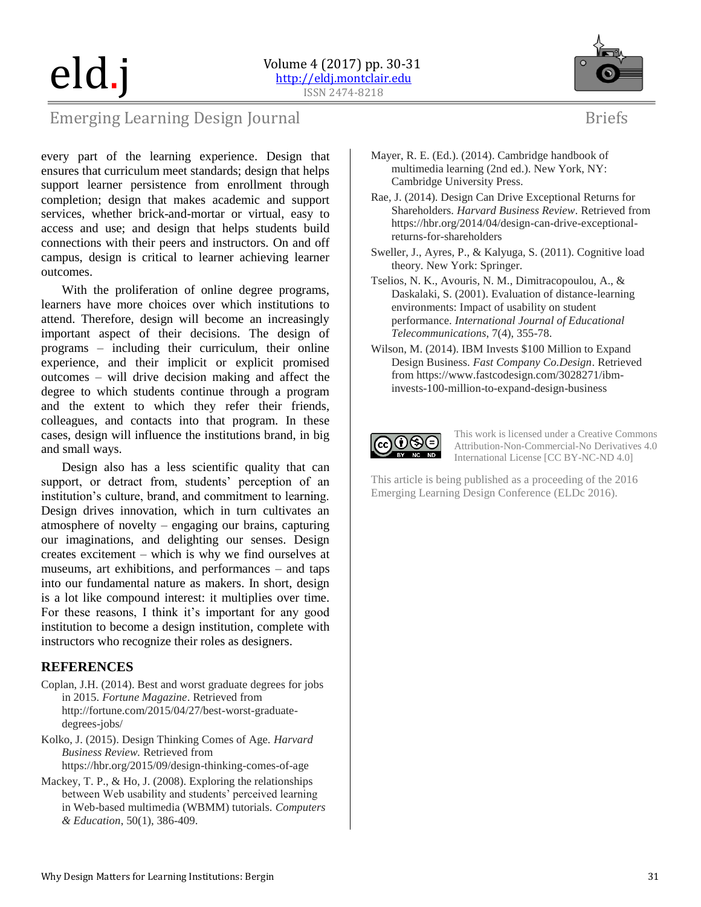every part of the learning experience. Design that ensures that curriculum meet standards; design that helps support learner persistence from enrollment through completion; design that makes academic and support services, whether brick-and-mortar or virtual, easy to access and use; and design that helps students build connections with their peers and instructors. On and off campus, design is critical to learner achieving learner outcomes.

With the proliferation of online degree programs, learners have more choices over which institutions to attend. Therefore, design will become an increasingly important aspect of their decisions. The design of programs – including their curriculum, their online experience, and their implicit or explicit promised outcomes – will drive decision making and affect the degree to which students continue through a program and the extent to which they refer their friends, colleagues, and contacts into that program. In these cases, design will influence the institutions brand, in big and small ways.

Design also has a less scientific quality that can support, or detract from, students' perception of an institution's culture, brand, and commitment to learning. Design drives innovation, which in turn cultivates an atmosphere of novelty – engaging our brains, capturing our imaginations, and delighting our senses. Design creates excitement – which is why we find ourselves at museums, art exhibitions, and performances – and taps into our fundamental nature as makers. In short, design is a lot like compound interest: it multiplies over time. For these reasons, I think it's important for any good institution to become a design institution, complete with instructors who recognize their roles as designers.

## REFERENCES

Coplan, J.H. (2014). Best and worst graduate degrees for jobs in 2015. *Fortune Magazine*. Retrieved from http://fortune.com/2015/04/27/best-worst-graduate-degrees-jobs/

Kolko, J. (2015). Design Thinking Comes of Age. *Harvard Business Review.* Retrieved from https://hbr.org/2015/09/design-thinking-comes-of-age

Mackey, T. P., & Ho, J. (2008). Exploring the relationships between Web usability and students' perceived learning in Web-based multimedia (WBMM) tutorials. *Computers & Education*, 50(1), 386-409.

Mayer, R. E. (Ed.). (2014). Cambridge handbook of multimedia learning (2nd ed.). New York, NY: Cambridge University Press.

Rae, J. (2014). Design Can Drive Exceptional Returns for Shareholders. *Harvard Business Review*. Retrieved from https://hbr.org/2014/04/design-can-drive-exceptional-returns-for-shareholders

Sweller, J., Ayres, P., & Kalyuga, S. (2011). Cognitive load theory. New York: Springer.

Tselios, N. K., Avouris, N. M., Dimitracopoulou, A., & Daskalaki, S. (2001). Evaluation of distance-learning environments: Impact of usability on student performance. *International Journal of Educational Telecommunications*, 7(4), 355-78.

Wilson, M. (2014). IBM Invests $100 Million to Expand Design Business. *Fast Company Co.Design*. Retrieved from https://www.fastcodesign.com/3028271/ibm-invests-100-million-to-expand-design-business

This work is licensed under a Creative Commons Attribution-Non-Commercial-No Derivatives 4.0 International License [CC BY-NC-ND 4.0]

This article is being published as a proceeding of the 2016 Emerging Learning Design Conference (ELDc 2016).